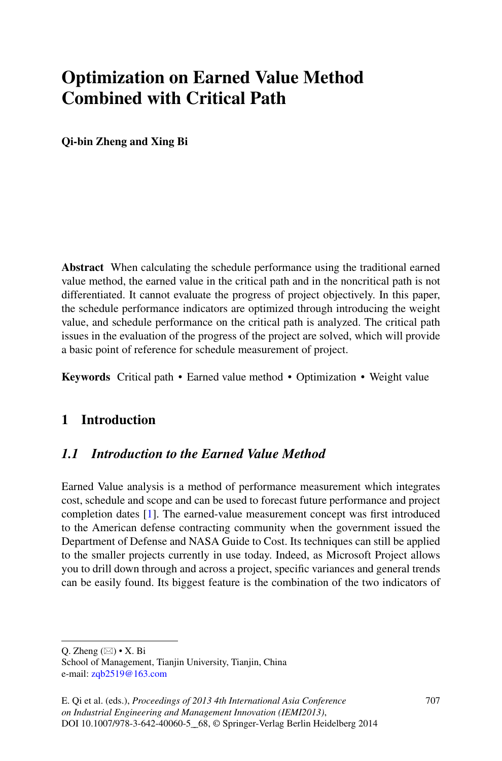# Optimization on Earned Value Method Combined with Critical Path

**Qi-bin Zheng and Xing Bi**

**Abstract** When calculating the schedule performance using the traditional earned value method, the earned value in the critical path and in the noncritical path is not differentiated. It cannot evaluate the progress of project objectively. In this paper, the schedule performance indicators are optimized through introducing the weight value, and schedule performance on the critical path is analyzed. The critical path issues in the evaluation of the progress of the project are solved, which will provide a basic point of reference for schedule measurement of project.

**Keywords** Critical path • Earned value method • Optimization • Weight value

## 1 Introduction

### *1.1 Introduction to the Earned Value Method*

Earned Value analysis is a method of performance measurement which integrates cost, schedule and scope and can be used to forecast future performance and project completion dates [1]. The earned-value measurement concept was first introduced to the American defense contracting community when the government issued the Department of Defense and NASA Guide to Cost. Its techniques can still be applied to the smaller projects currently in use today. Indeed, as Microsoft Project allows you to drill down through and across a project, specific variances and general trends can be easily found. Its biggest feature is the combination of the two indicators of

---

Q. Zheng (✉) • X. Bi
School of Management, Tianjin University, Tianjin, China
e-mail: zqb2519@163.com

E. Qi et al. (eds.), *Proceedings of 2013 4th International Asia Conference on Industrial Engineering and Management Innovation (IEMI2013)*, DOI 10.1007/978-3-642-40060-5_68, © Springer-Verlag Berlin Heidelberg 2014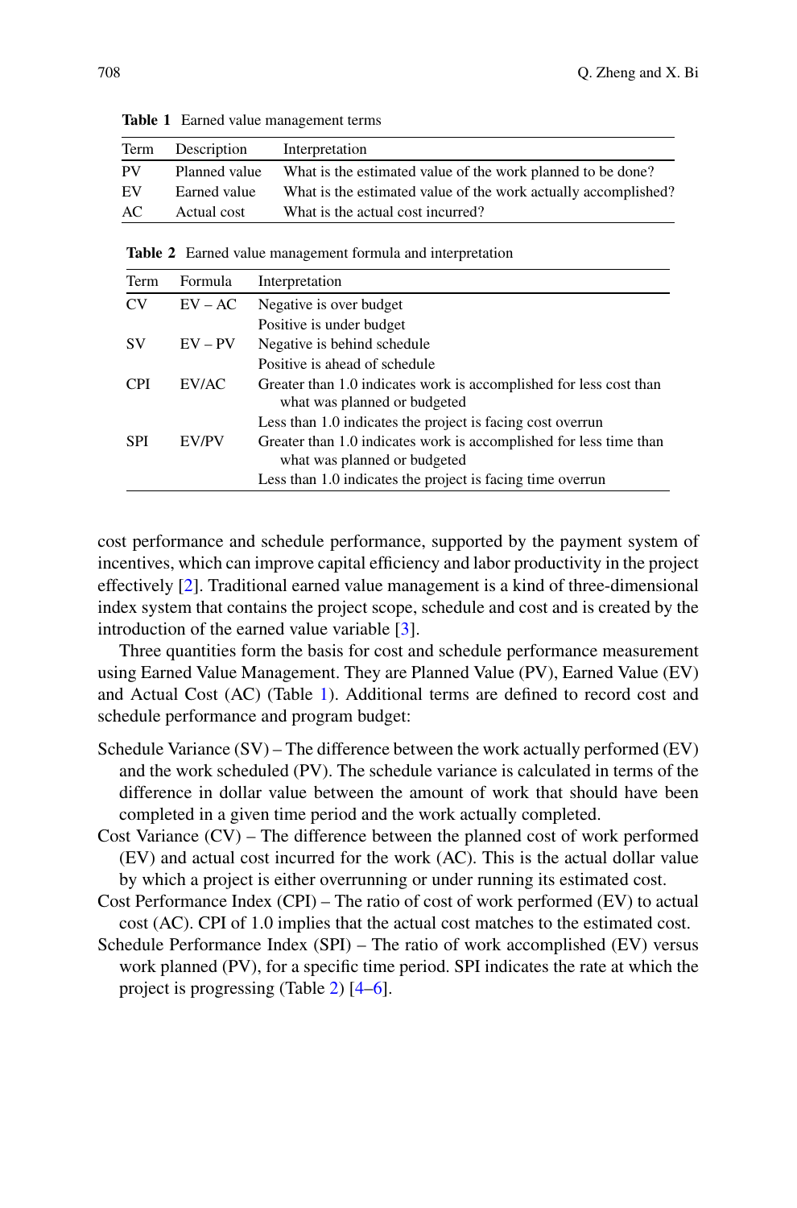**Table 1** Earned value management terms

| Term | Description | Interpretation |
|---|---|---|
| PV | Planned value | What is the estimated value of the work planned to be done? |
| EV | Earned value | What is the estimated value of the work actually accomplished? |
| AC | Actual cost | What is the actual cost incurred? |

**Table 2** Earned value management formula and interpretation

| Term | Formula | Interpretation |
|---|---|---|
| CV | EV – AC | Negative is over budget |
| | | Positive is under budget |
| SV | EV – PV | Negative is behind schedule |
| | | Positive is ahead of schedule |
| CPI | EV/AC | Greater than 1.0 indicates work is accomplished for less cost than what was planned or budgeted |
| | | Less than 1.0 indicates the project is facing cost overrun |
| SPI | EV/PV | Greater than 1.0 indicates work is accomplished for less time than what was planned or budgeted |
| | | Less than 1.0 indicates the project is facing time overrun |

cost performance and schedule performance, supported by the payment system of incentives, which can improve capital efficiency and labor productivity in the project effectively [2]. Traditional earned value management is a kind of three-dimensional index system that contains the project scope, schedule and cost and is created by the introduction of the earned value variable [3].

Three quantities form the basis for cost and schedule performance measurement using Earned Value Management. They are Planned Value (PV), Earned Value (EV) and Actual Cost (AC) (Table 1). Additional terms are defined to record cost and schedule performance and program budget:

Schedule Variance (SV) – The difference between the work actually performed (EV) and the work scheduled (PV). The schedule variance is calculated in terms of the difference in dollar value between the amount of work that should have been completed in a given time period and the work actually completed.

Cost Variance (CV) – The difference between the planned cost of work performed (EV) and actual cost incurred for the work (AC). This is the actual dollar value by which a project is either overrunning or under running its estimated cost.

Cost Performance Index (CPI) – The ratio of cost of work performed (EV) to actual cost (AC). CPI of 1.0 implies that the actual cost matches to the estimated cost.

Schedule Performance Index (SPI) – The ratio of work accomplished (EV) versus work planned (PV), for a specific time period. SPI indicates the rate at which the project is progressing (Table 2) [4–6].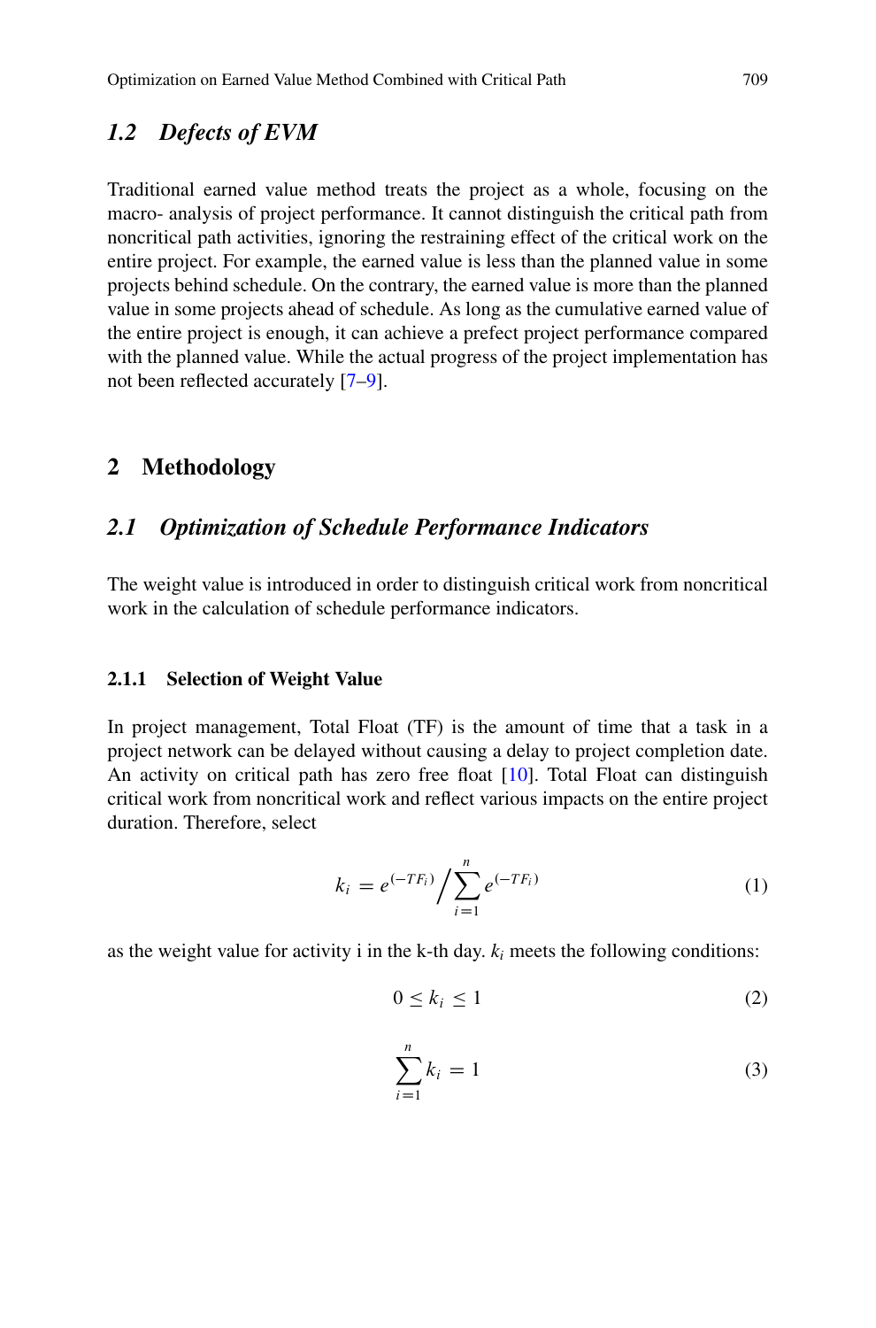### 1.2 *Defects of EVM*

Traditional earned value method treats the project as a whole, focusing on the macro- analysis of project performance. It cannot distinguish the critical path from noncritical path activities, ignoring the restraining effect of the critical work on the entire project. For example, the earned value is less than the planned value in some projects behind schedule. On the contrary, the earned value is more than the planned value in some projects ahead of schedule. As long as the cumulative earned value of the entire project is enough, it can achieve a prefect project performance compared with the planned value. While the actual progress of the project implementation has not been reflected accurately [7–9].

## 2 Methodology

### 2.1 *Optimization of Schedule Performance Indicators*

The weight value is introduced in order to distinguish critical work from noncritical work in the calculation of schedule performance indicators.

#### 2.1.1 Selection of Weight Value

In project management, Total Float (TF) is the amount of time that a task in a project network can be delayed without causing a delay to project completion date. An activity on critical path has zero free float [10]. Total Float can distinguish critical work from noncritical work and reflect various impacts on the entire project duration. Therefore, select

$$k_i = e^{(-TF_i)} \Big/ \sum_{i=1}^{n} e^{(-TF_i)} \tag{1}$$

as the weight value for activity i in the k-th day. $k_i$ meets the following conditions:

$$0 \leq k_i \leq 1 \tag{2}$$

$$\sum_{i=1}^{n} k_i = 1 \tag{3}$$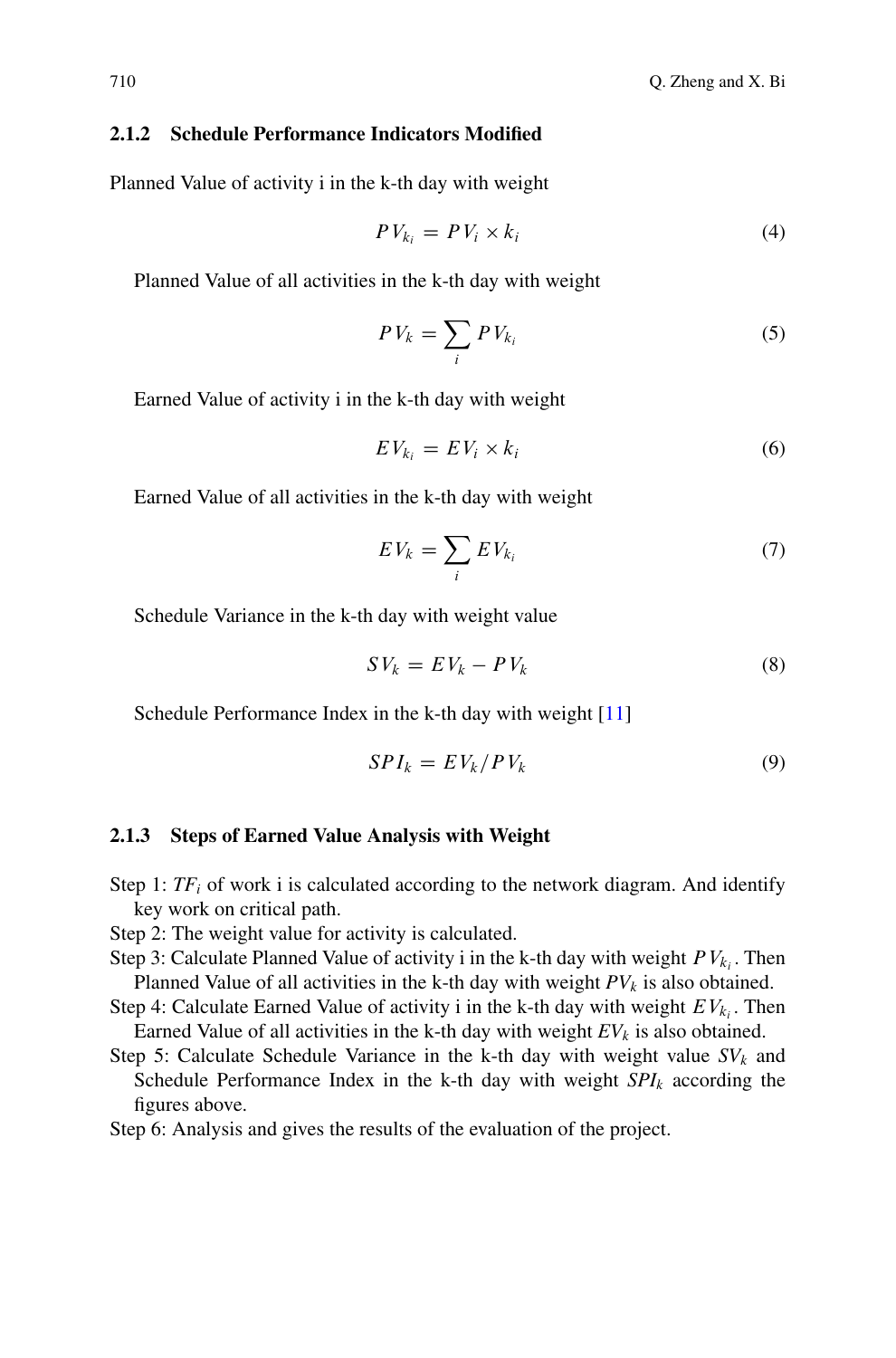### 2.1.2 Schedule Performance Indicators Modified

Planned Value of activity i in the k-th day with weight

$$PV_{k_i} = PV_i \times k_i \tag{4}$$

Planned Value of all activities in the k-th day with weight

$$PV_k = \sum_i PV_{k_i} \tag{5}$$

Earned Value of activity i in the k-th day with weight

$$EV_{k_i} = EV_i \times k_i \tag{6}$$

Earned Value of all activities in the k-th day with weight

$$EV_k = \sum_i EV_{k_i} \tag{7}$$

Schedule Variance in the k-th day with weight value

$$SV_k = EV_k - PV_k \tag{8}$$

Schedule Performance Index in the k-th day with weight [11]

$$SPI_k = EV_k / PV_k \tag{9}$$

### 2.1.3 Steps of Earned Value Analysis with Weight

Step 1: $TF_i$ of work i is calculated according to the network diagram. And identify key work on critical path.

Step 2: The weight value for activity is calculated.

Step 3: Calculate Planned Value of activity i in the k-th day with weight $PV_{k_i}$. Then Planned Value of all activities in the k-th day with weight $PV_k$ is also obtained.

Step 4: Calculate Earned Value of activity i in the k-th day with weight $EV_{k_i}$. Then Earned Value of all activities in the k-th day with weight $EV_k$ is also obtained.

Step 5: Calculate Schedule Variance in the k-th day with weight value $SV_k$ and Schedule Performance Index in the k-th day with weight $SPI_k$ according the figures above.

Step 6: Analysis and gives the results of the evaluation of the project.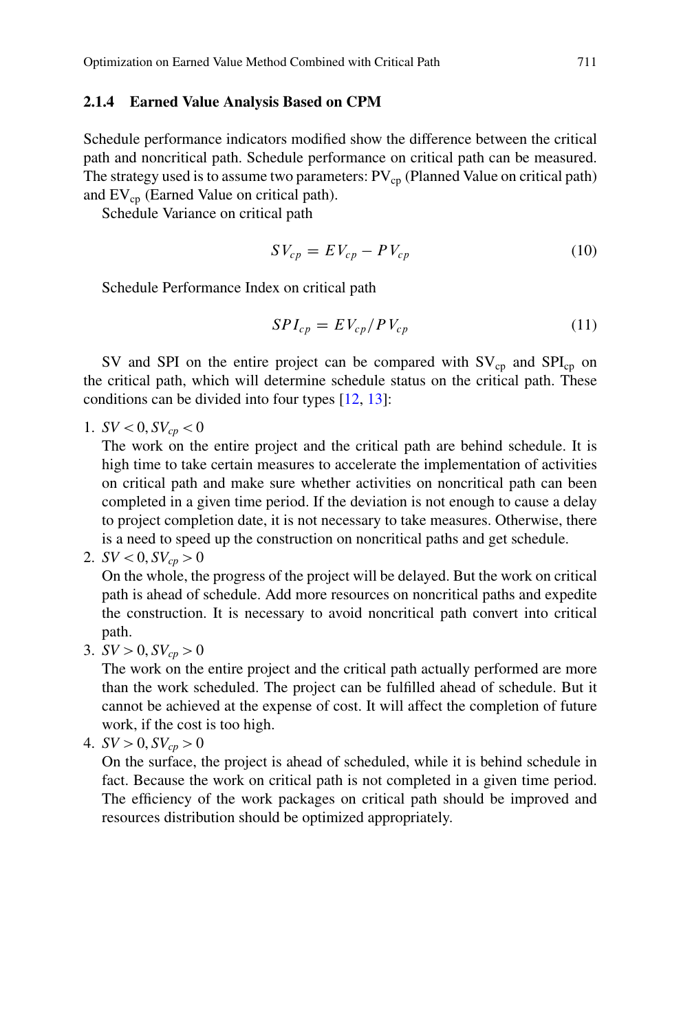### 2.1.4 Earned Value Analysis Based on CPM

Schedule performance indicators modified show the difference between the critical path and noncritical path. Schedule performance on critical path can be measured. The strategy used is to assume two parameters: $PV_{cp}$ (Planned Value on critical path) and $EV_{cp}$ (Earned Value on critical path).

Schedule Variance on critical path

$$SV_{cp} = EV_{cp} - PV_{cp} \tag{10}$$

Schedule Performance Index on critical path

$$SPI_{cp} = EV_{cp}/PV_{cp} \tag{11}$$

SV and SPI on the entire project can be compared with $SV_{cp}$ and $SPI_{cp}$ on the critical path, which will determine schedule status on the critical path. These conditions can be divided into four types [12, 13]:

1. $SV < 0, SV_{cp} < 0$
   The work on the entire project and the critical path are behind schedule. It is high time to take certain measures to accelerate the implementation of activities on critical path and make sure whether activities on noncritical path can been completed in a given time period. If the deviation is not enough to cause a delay to project completion date, it is not necessary to take measures. Otherwise, there is a need to speed up the construction on noncritical paths and get schedule.
2. $SV < 0, SV_{cp} > 0$
   On the whole, the progress of the project will be delayed. But the work on critical path is ahead of schedule. Add more resources on noncritical paths and expedite the construction. It is necessary to avoid noncritical path convert into critical path.
3. $SV > 0, SV_{cp} > 0$
   The work on the entire project and the critical path actually performed are more than the work scheduled. The project can be fulfilled ahead of schedule. But it cannot be achieved at the expense of cost. It will affect the completion of future work, if the cost is too high.
4. $SV > 0, SV_{cp} > 0$
   On the surface, the project is ahead of scheduled, while it is behind schedule in fact. Because the work on critical path is not completed in a given time period. The efficiency of the work packages on critical path should be improved and resources distribution should be optimized appropriately.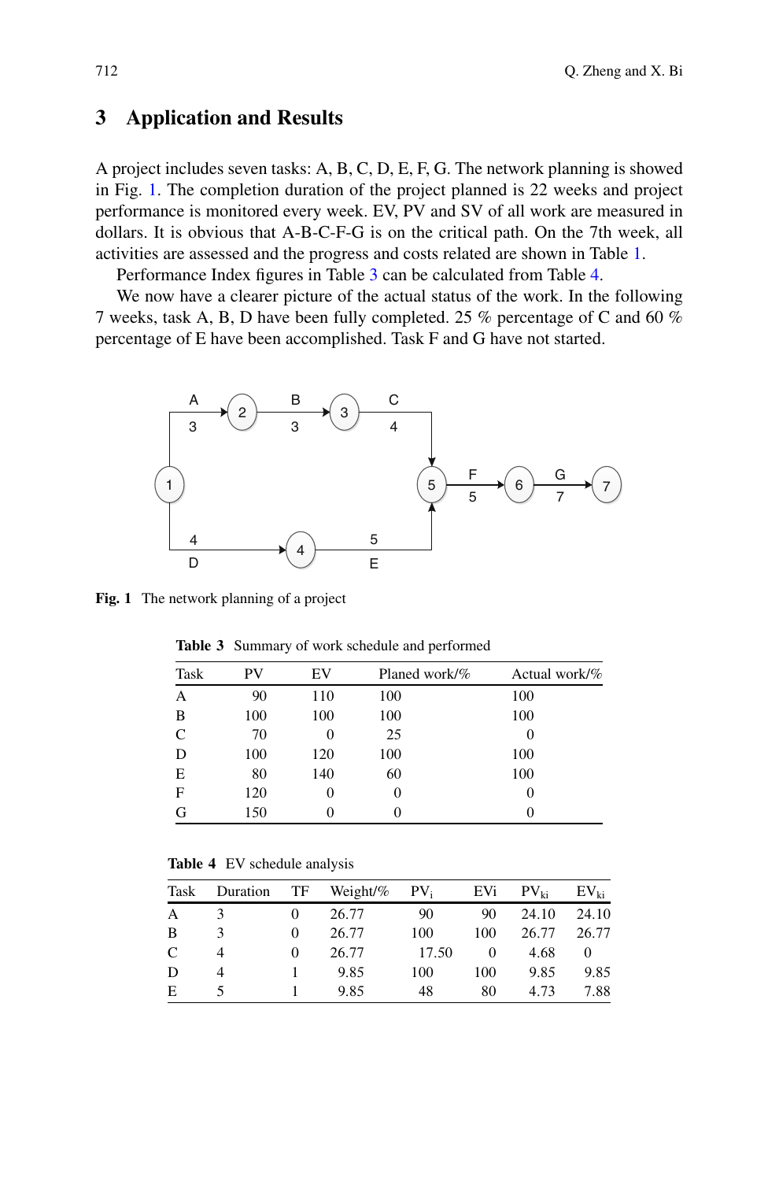## 3 Application and Results

A project includes seven tasks: A, B, C, D, E, F, G. The network planning is showed in Fig. 1. The completion duration of the project planned is 22 weeks and project performance is monitored every week. EV, PV and SV of all work are measured in dollars. It is obvious that A-B-C-F-G is on the critical path. On the 7th week, all activities are assessed and the progress and costs related are shown in Table 1.

Performance Index figures in Table 3 can be calculated from Table 4.

We now have a clearer picture of the actual status of the work. In the following 7 weeks, task A, B, D have been fully completed. 25 % percentage of C and 60 % percentage of E have been accomplished. Task F and G have not started.

Fig. 1 The network planning of a project

**Table 3** Summary of work schedule and performed

| Task | PV | EV | Planed work/% | Actual work/% |
|---|---|---|---|---|
| A | 90 | 110 | 100 | 100 |
| B | 100 | 100 | 100 | 100 |
| C | 70 | 0 | 25 | 0 |
| D | 100 | 120 | 100 | 100 |
| E | 80 | 140 | 60 | 100 |
| F | 120 | 0 | 0 | 0 |
| G | 150 | 0 | 0 | 0 |

**Table 4** EV schedule analysis

| Task | Duration | TF | Weight/% | $PV_i$ | EVi | $PV_{ki}$ | $EV_{ki}$ |
|---|---|---|---|---|---|---|---|
| A | 3 | 0 | 26.77 | 90 | 90 | 24.10 | 24.10 |
| B | 3 | 0 | 26.77 | 100 | 100 | 26.77 | 26.77 |
| C | 4 | 0 | 26.77 | 17.50 | 0 | 4.68 | 0 |
| D | 4 | 1 | 9.85 | 100 | 100 | 9.85 | 9.85 |
| E | 5 | 1 | 9.85 | 48 | 80 | 4.73 | 7.88 |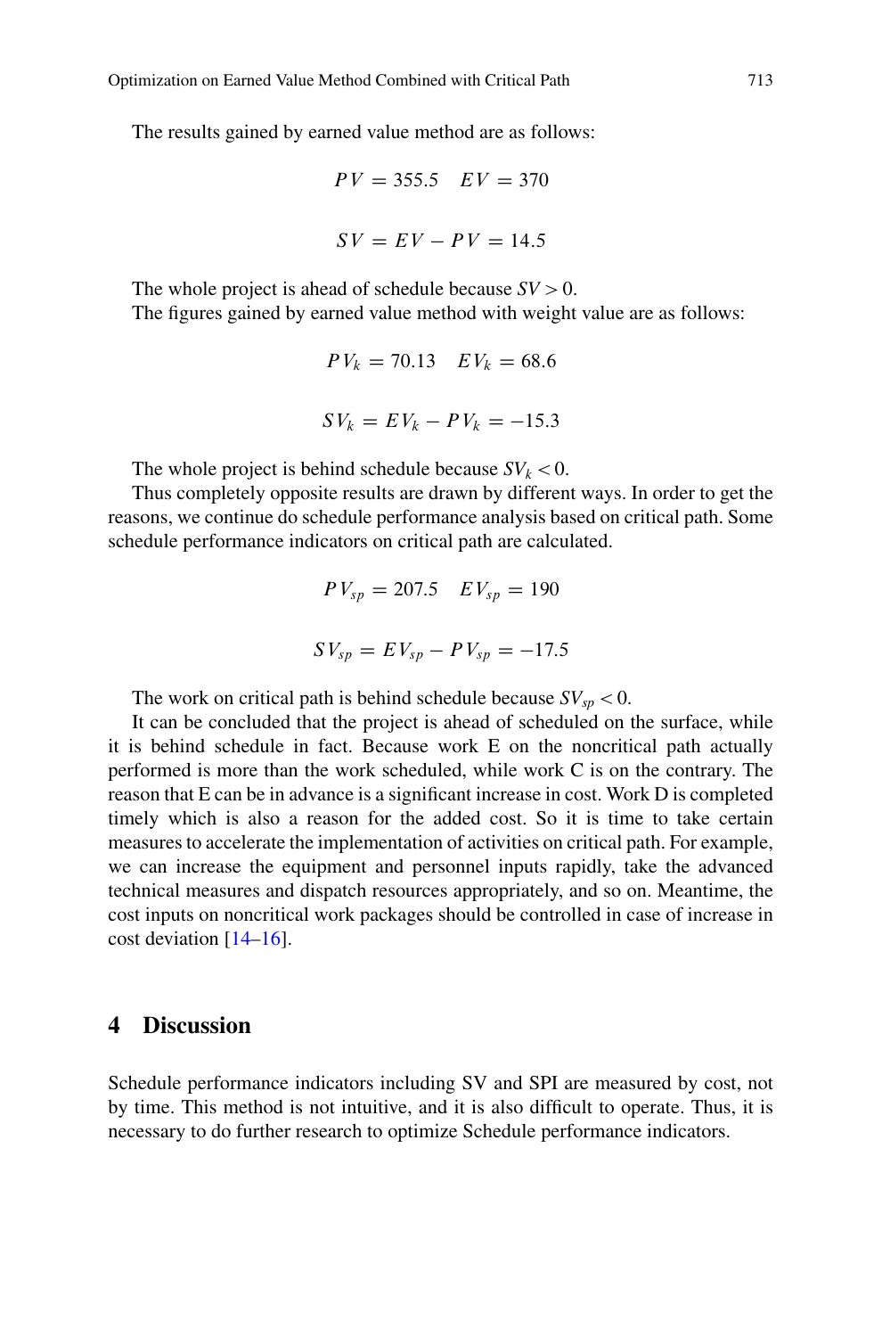The results gained by earned value method are as follows:

$$PV = 355.5 \quad EV = 370$$

$$SV = EV - PV = 14.5$$

The whole project is ahead of schedule because $SV > 0$.

The figures gained by earned value method with weight value are as follows:

$$PV_k = 70.13 \quad EV_k = 68.6$$

$$SV_k = EV_k - PV_k = -15.3$$

The whole project is behind schedule because $SV_k < 0$.

Thus completely opposite results are drawn by different ways. In order to get the reasons, we continue do schedule performance analysis based on critical path. Some schedule performance indicators on critical path are calculated.

$$PV_{sp} = 207.5 \quad EV_{sp} = 190$$

$$SV_{sp} = EV_{sp} - PV_{sp} = -17.5$$

The work on critical path is behind schedule because $SV_{sp} < 0$.

It can be concluded that the project is ahead of scheduled on the surface, while it is behind schedule in fact. Because work E on the noncritical path actually performed is more than the work scheduled, while work C is on the contrary. The reason that E can be in advance is a significant increase in cost. Work D is completed timely which is also a reason for the added cost. So it is time to take certain measures to accelerate the implementation of activities on critical path. For example, we can increase the equipment and personnel inputs rapidly, take the advanced technical measures and dispatch resources appropriately, and so on. Meantime, the cost inputs on noncritical work packages should be controlled in case of increase in cost deviation [14–16].

## 4 Discussion

Schedule performance indicators including SV and SPI are measured by cost, not by time. This method is not intuitive, and it is also difficult to operate. Thus, it is necessary to do further research to optimize Schedule performance indicators.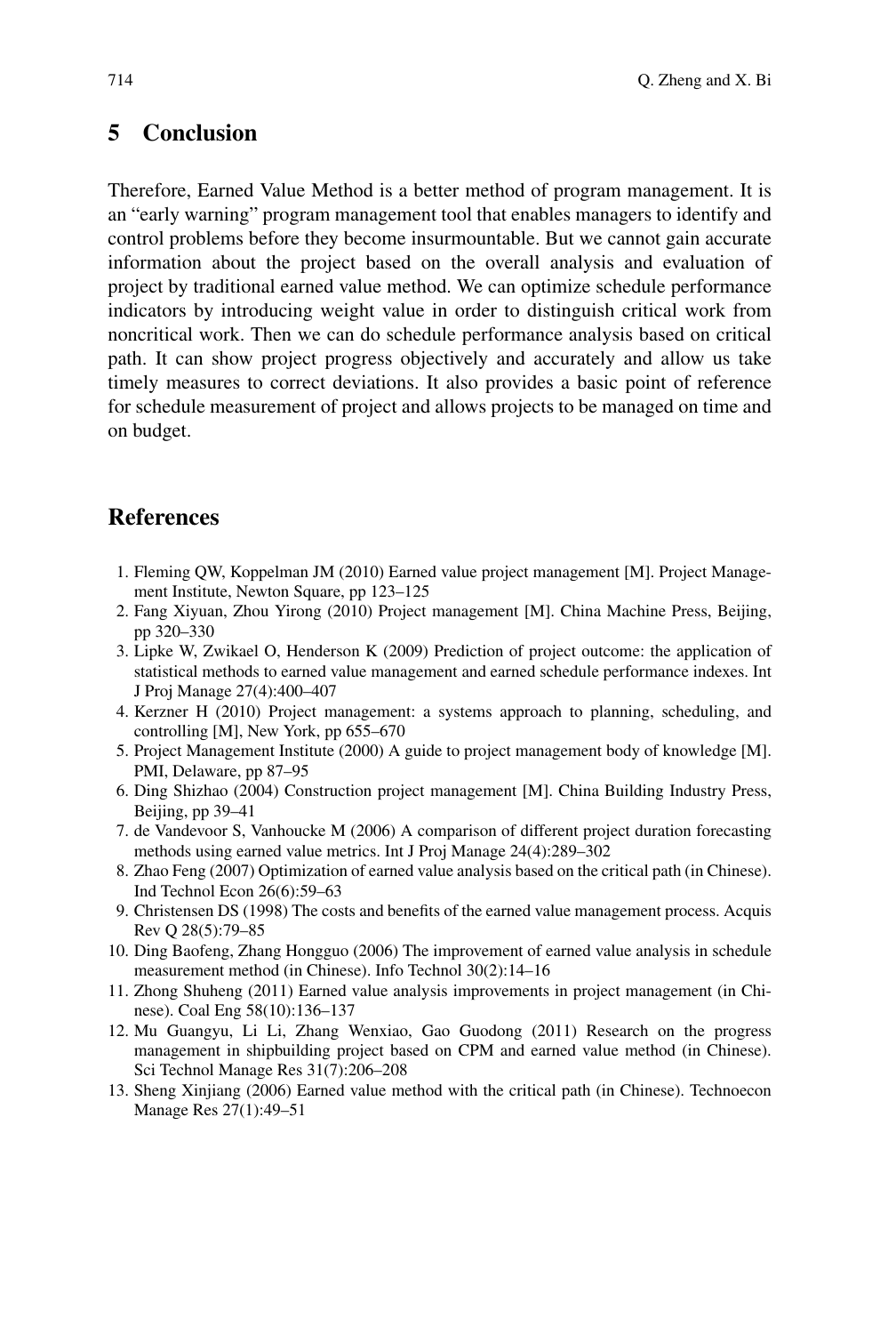## 5 Conclusion

Therefore, Earned Value Method is a better method of program management. It is an "early warning" program management tool that enables managers to identify and control problems before they become insurmountable. But we cannot gain accurate information about the project based on the overall analysis and evaluation of project by traditional earned value method. We can optimize schedule performance indicators by introducing weight value in order to distinguish critical work from noncritical work. Then we can do schedule performance analysis based on critical path. It can show project progress objectively and accurately and allow us take timely measures to correct deviations. It also provides a basic point of reference for schedule measurement of project and allows projects to be managed on time and on budget.

## References

1. Fleming QW, Koppelman JM (2010) Earned value project management [M]. Project Management Institute, Newton Square, pp 123–125
2. Fang Xiyuan, Zhou Yirong (2010) Project management [M]. China Machine Press, Beijing, pp 320–330
3. Lipke W, Zwikael O, Henderson K (2009) Prediction of project outcome: the application of statistical methods to earned value management and earned schedule performance indexes. Int J Proj Manage 27(4):400–407
4. Kerzner H (2010) Project management: a systems approach to planning, scheduling, and controlling [M], New York, pp 655–670
5. Project Management Institute (2000) A guide to project management body of knowledge [M]. PMI, Delaware, pp 87–95
6. Ding Shizhao (2004) Construction project management [M]. China Building Industry Press, Beijing, pp 39–41
7. de Vandevoor S, Vanhoucke M (2006) A comparison of different project duration forecasting methods using earned value metrics. Int J Proj Manage 24(4):289–302
8. Zhao Feng (2007) Optimization of earned value analysis based on the critical path (in Chinese). Ind Technol Econ 26(6):59–63
9. Christensen DS (1998) The costs and benefits of the earned value management process. Acquis Rev Q 28(5):79–85
10. Ding Baofeng, Zhang Hongguo (2006) The improvement of earned value analysis in schedule measurement method (in Chinese). Info Technol 30(2):14–16
11. Zhong Shuheng (2011) Earned value analysis improvements in project management (in Chinese). Coal Eng 58(10):136–137
12. Mu Guangyu, Li Li, Zhang Wenxiao, Gao Guodong (2011) Research on the progress management in shipbuilding project based on CPM and earned value method (in Chinese). Sci Technol Manage Res 31(7):206–208
13. Sheng Xinjiang (2006) Earned value method with the critical path (in Chinese). Technoecon Manage Res 27(1):49–51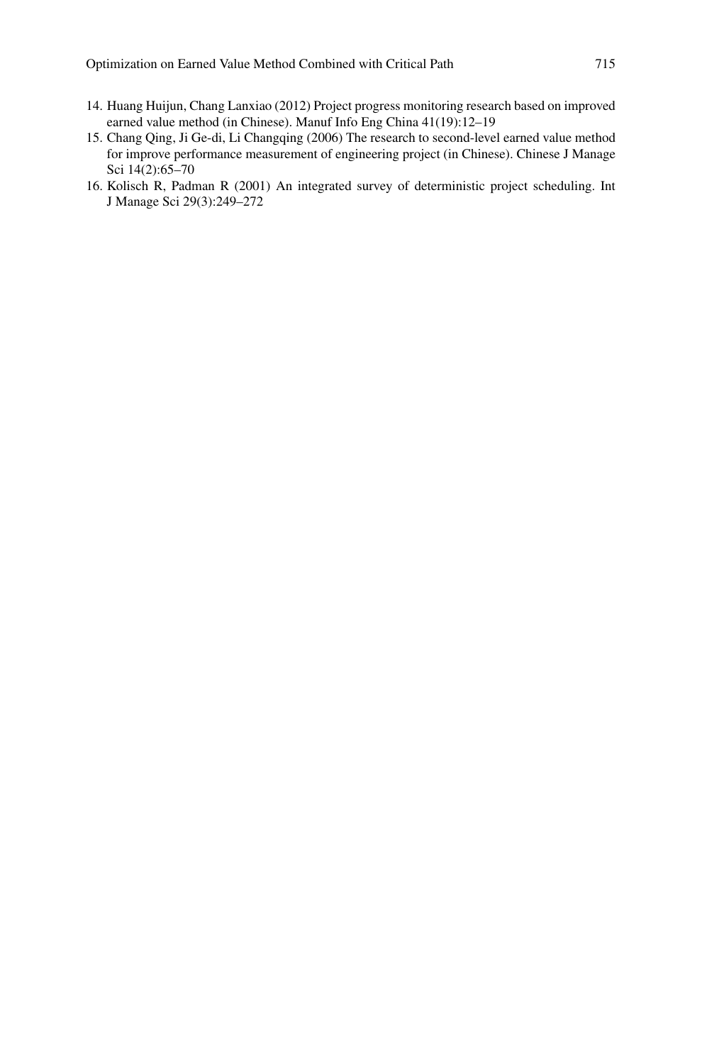14. Huang Huijun, Chang Lanxiao (2012) Project progress monitoring research based on improved earned value method (in Chinese). Manuf Info Eng China 41(19):12–19
15. Chang Qing, Ji Ge-di, Li Changqing (2006) The research to second-level earned value method for improve performance measurement of engineering project (in Chinese). Chinese J Manage Sci 14(2):65–70
16. Kolisch R, Padman R (2001) An integrated survey of deterministic project scheduling. Int J Manage Sci 29(3):249–272